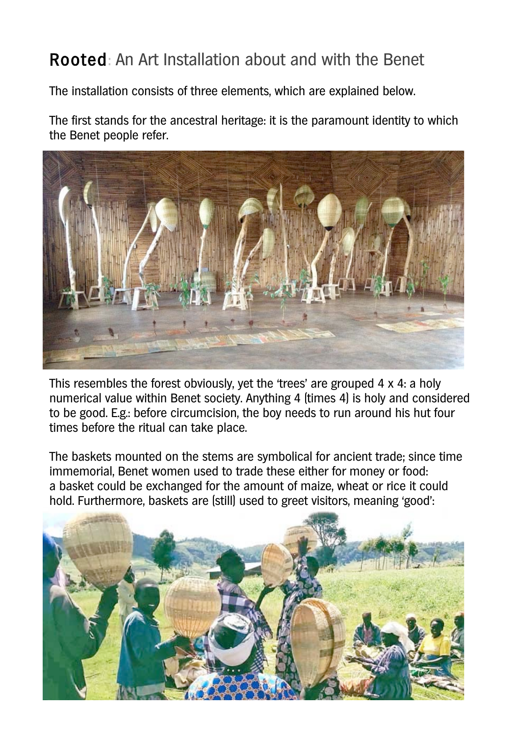# Rooted: An Art Installation about and with the Benet

The installation consists of three elements, which are explained below.

The first stands for the ancestral heritage: it is the paramount identity to which the Benet people refer.

This resembles the forest obviously, yet the 'trees' are grouped 4 x 4: a holy numerical value within Benet society. Anything 4 (times 4) is holy and considered to be good. E.g.: before circumcision, the boy needs to run around his hut four times before the ritual can take place.

The baskets mounted on the stems are symbolical for ancient trade; since time immemorial, Benet women used to trade these either for money or food: a basket could be exchanged for the amount of maize, wheat or rice it could hold. Furthermore, baskets are (still) used to greet visitors, meaning 'good':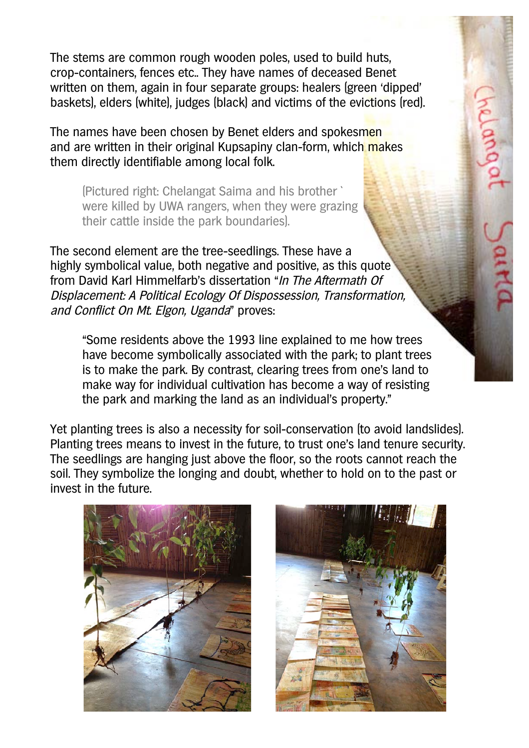The stems are common rough wooden poles, used to build huts, crop-containers, fences etc.. They have names of deceased Benet written on them, again in four separate groups: healers (green 'dipped' baskets), elders (white), judges (black) and victims of the evictions (red).

The names have been chosen by Benet elders and spokesmen and are written in their original Kupsapiny clan-form, which makes them directly identifiable among local folk.

> (Pictured right: Chelangat Saima and his brother ` were killed by UWA rangers, when they were grazing their cattle inside the park boundaries).

The second element are the tree-seedlings. These have a highly symbolical value, both negative and positive, as this quote from David Karl Himmelfarb's dissertation "*In The Aftermath Of Displacement: A Political Ecology Of Dispossession, Transformation, and Conflict On Mt. Elgon, Uganda*" proves:

> "Some residents above the 1993 line explained to me how trees have become symbolically associated with the park; to plant trees is to make the park. By contrast, clearing trees from one's land to make way for individual cultivation has become a way of resisting the park and marking the land as an individual's property."

Yet planting trees is also a necessity for soil-conservation (to avoid landslides). Planting trees means to invest in the future, to trust one's land tenure security. The seedlings are hanging just above the floor, so the roots cannot reach the soil. They symbolize the longing and doubt, whether to hold on to the past or invest in the future.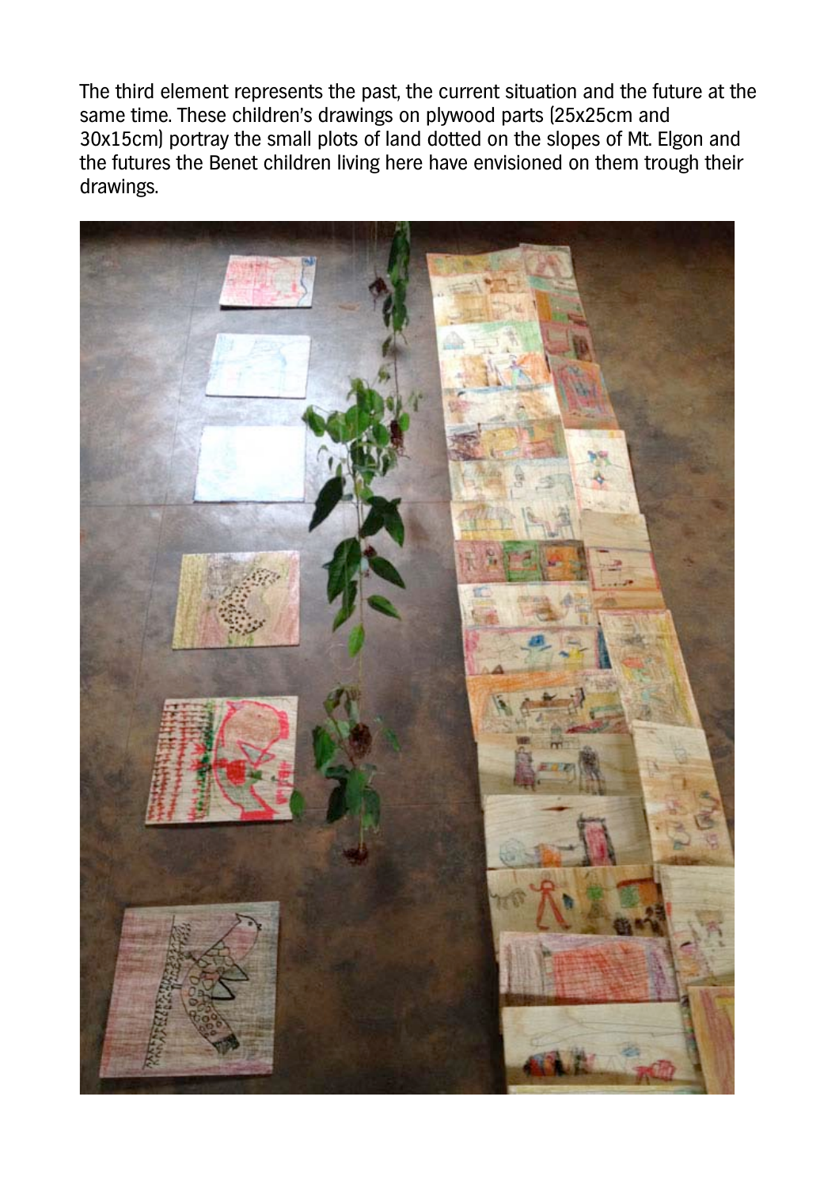The third element represents the past, the current situation and the future at the same time. These children's drawings on plywood parts (25x25cm and 30x15cm) portray the small plots of land dotted on the slopes of Mt. Elgon and the futures the Benet children living here have envisioned on them trough their drawings.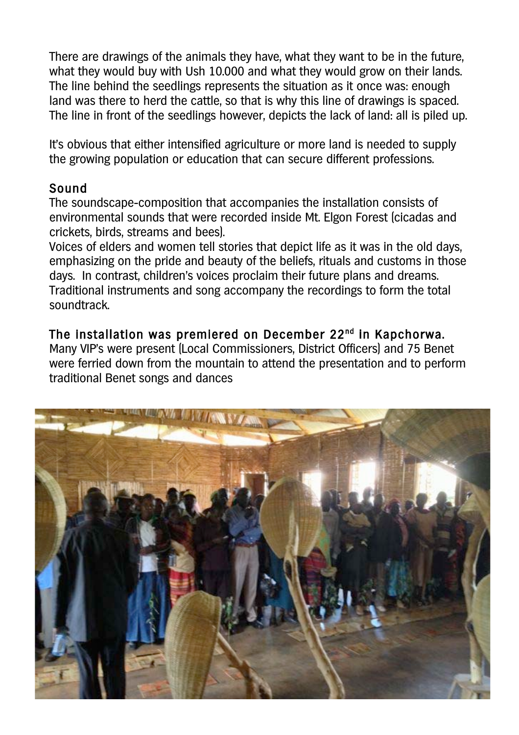There are drawings of the animals they have, what they want to be in the future, what they would buy with Ush 10.000 and what they would grow on their lands. The line behind the seedlings represents the situation as it once was: enough land was there to herd the cattle, so that is why this line of drawings is spaced. The line in front of the seedlings however, depicts the lack of land: all is piled up.

It's obvious that either intensified agriculture or more land is needed to supply the growing population or education that can secure different professions.

## Sound

The soundscape-composition that accompanies the installation consists of environmental sounds that were recorded inside Mt. Elgon Forest (cicadas and crickets, birds, streams and bees).
Voices of elders and women tell stories that depict life as it was in the old days, emphasizing on the pride and beauty of the beliefs, rituals and customs in those days. In contrast, children's voices proclaim their future plans and dreams. Traditional instruments and song accompany the recordings to form the total soundtrack.

## The installation was premiered on December 22nd in Kapchorwa.

Many VIP's were present (Local Commissioners, District Officers) and 75 Benet were ferried down from the mountain to attend the presentation and to perform traditional Benet songs and dances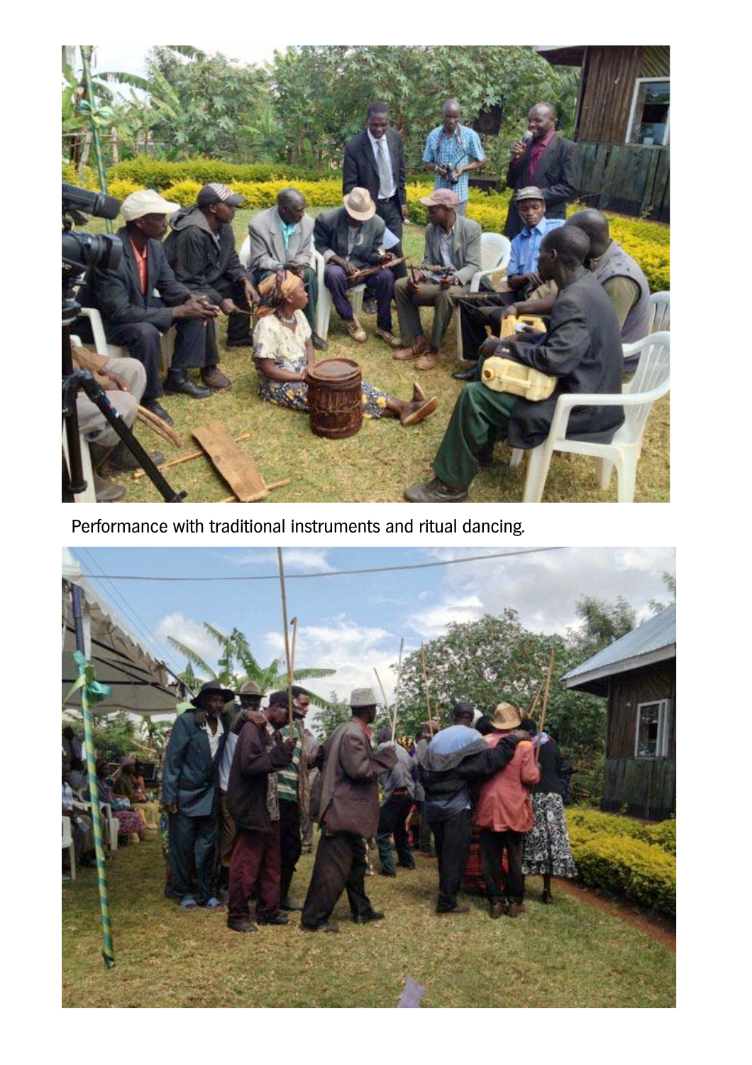Performance with traditional instruments and ritual dancing.